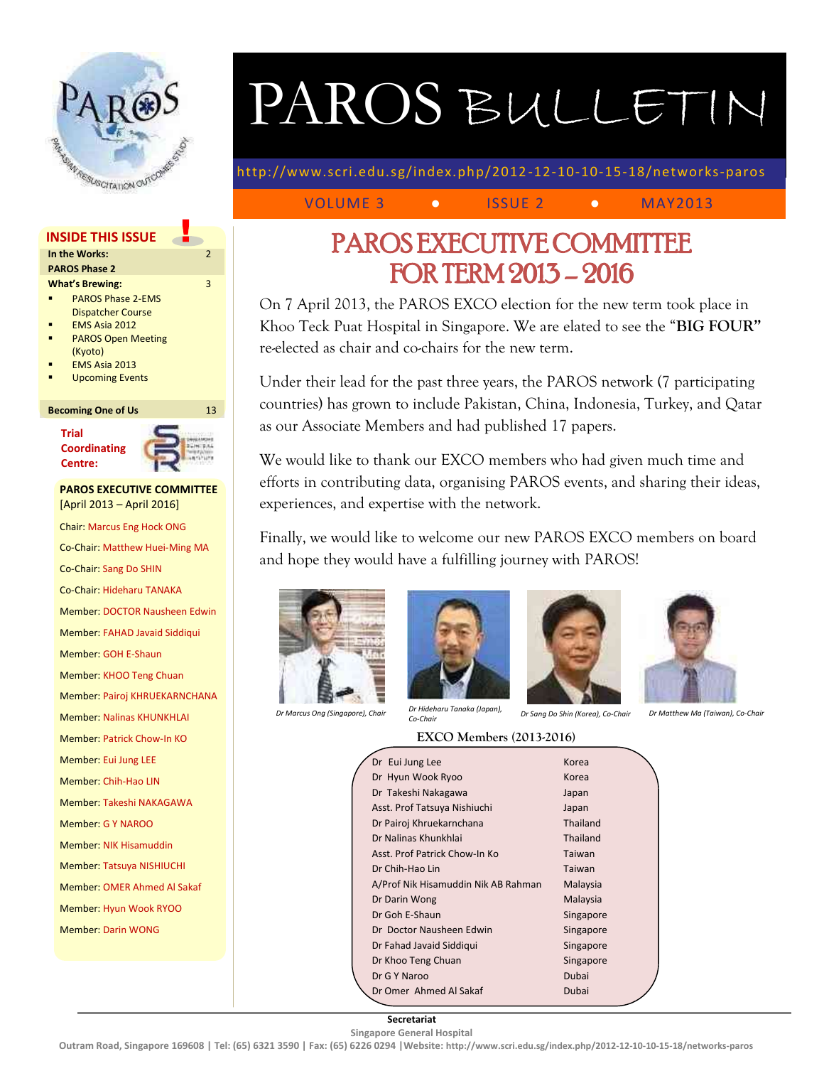# PAROS BULLETIN

http://www.scri.edu.sg/index.php/2012-12-10-10-15-18/networks-paros

VOLUME 3 ● ISSUE 2 ● MAY2013

## INSIDE THIS ISSUE

| | |
|---|---|
| **In the Works:** | 2 |
| **PAROS Phase 2** | |
| **What's Brewing:** | 3 |
| ▪ PAROS Phase 2-EMS Dispatcher Course | |
| ▪ EMS Asia 2012 | |
| ▪ PAROS Open Meeting (Kyoto) | |
| ▪ EMS Asia 2013 | |
| ▪ Upcoming Events | |
| **Becoming One of Us** | 13 |

**Trial Coordinating Centre:**

**PAROS EXECUTIVE COMMITTEE**
[April 2013 – April 2016]

Chair: Marcus Eng Hock ONG
Co-Chair: Matthew Huei-Ming MA
Co-Chair: Sang Do SHIN
Co-Chair: Hideharu TANAKA
Member: DOCTOR Nausheen Edwin
Member: FAHAD Javaid Siddiqui
Member: GOH E-Shaun
Member: KHOO Teng Chuan
Member: Pairoj KHRUEKARNCHANA
Member: Nalinas KHUNKHLAI
Member: Patrick Chow-In KO
Member: Eui Jung LEE
Member: Chih-Hao LIN
Member: Takeshi NAKAGAWA
Member: G Y NAROO
Member: NIK Hisamuddin
Member: Tatsuya NISHIUCHI
Member: OMER Ahmed Al Sakaf
Member: Hyun Wook RYOO
Member: Darin WONG

# PAROS EXECUTIVE COMMITTEE FOR TERM 2013 – 2016

On 7 April 2013, the PAROS EXCO election for the new term took place in Khoo Teck Puat Hospital in Singapore. We are elated to see the "**BIG FOUR"** re-elected as chair and co-chairs for the new term.

Under their lead for the past three years, the PAROS network (7 participating countries) has grown to include Pakistan, China, Indonesia, Turkey, and Qatar as our Associate Members and had published 17 papers.

We would like to thank our EXCO members who had given much time and efforts in contributing data, organising PAROS events, and sharing their ideas, experiences, and expertise with the network.

Finally, we would like to welcome our new PAROS EXCO members on board and hope they would have a fulfilling journey with PAROS!

*Dr Marcus Ong (Singapore), Chair*

*Dr Hideharu Tanaka (Japan), Co-Chair*

*Dr Sang Do Shin (Korea), Co-Chair*

*Dr Matthew Ma (Taiwan), Co-Chair*

### EXCO Members (2013-2016)

| Name | Country |
|---|---|
| Dr Eui Jung Lee | Korea |
| Dr Hyun Wook Ryoo | Korea |
| Dr Takeshi Nakagawa | Japan |
| Asst. Prof Tatsuya Nishiuchi | Japan |
| Dr Pairoj Khruekarnchana | Thailand |
| Dr Nalinas Khunkhlai | Thailand |
| Asst. Prof Patrick Chow-In Ko | Taiwan |
| Dr Chih-Hao Lin | Taiwan |
| A/Prof Nik Hisamuddin Nik AB Rahman | Malaysia |
| Dr Darin Wong | Malaysia |
| Dr Goh E-Shaun | Singapore |
| Dr Doctor Nausheen Edwin | Singapore |
| Dr Fahad Javaid Siddiqui | Singapore |
| Dr Khoo Teng Chuan | Singapore |
| Dr G Y Naroo | Dubai |
| Dr Omer Ahmed Al Sakaf | Dubai |

**Secretariat**
Singapore General Hospital
Outram Road, Singapore 169608 | Tel: (65) 6321 3590 | Fax: (65) 6226 0294 | Website: http://www.scri.edu.sg/index.php/2012-12-10-10-15-18/networks-paros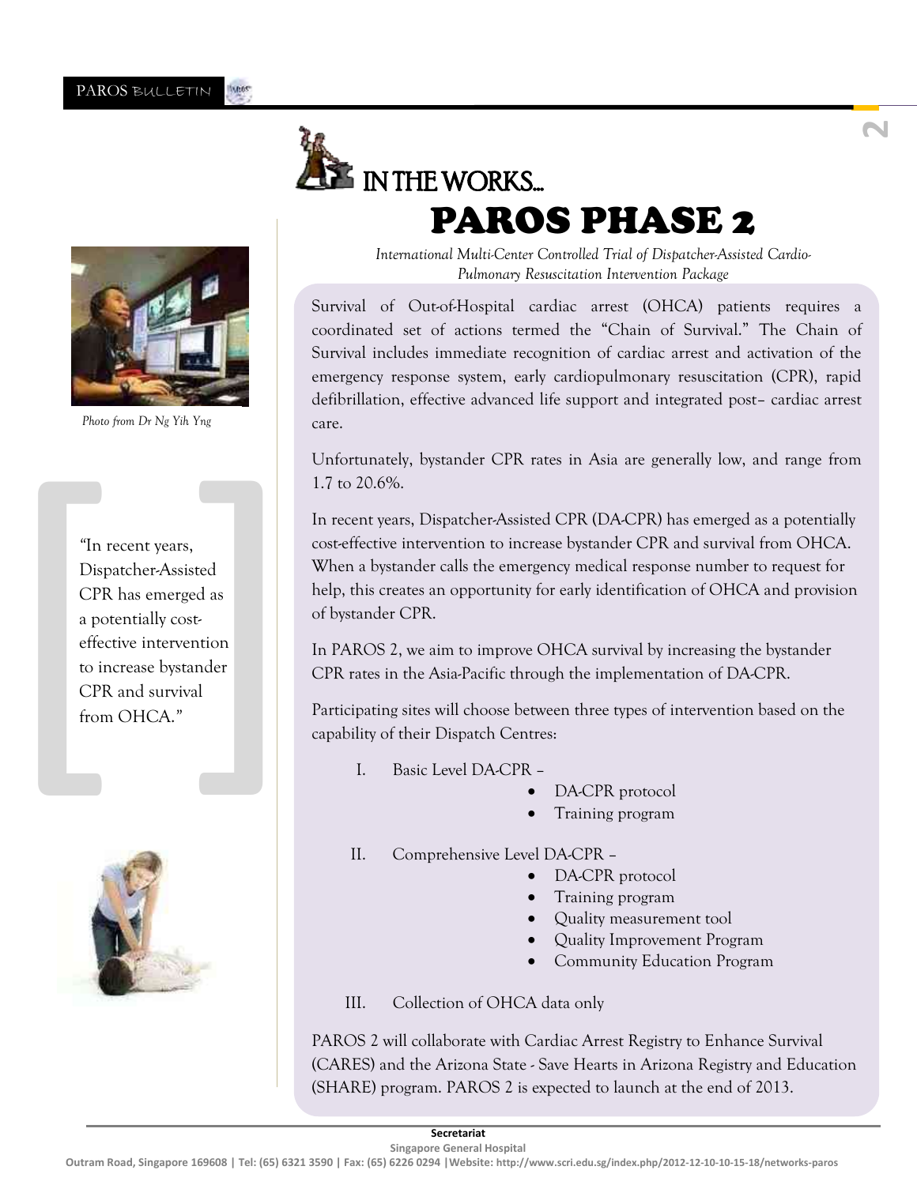# IN THE WORKS...

# PAROS PHASE 2

*International Multi-Center Controlled Trial of Dispatcher-Assisted Cardio-Pulmonary Resuscitation Intervention Package*

*Photo from Dr Ng Yih Yng*

"In recent years, Dispatcher-Assisted CPR has emerged as a potentially cost-effective intervention to increase bystander CPR and survival from OHCA."

Survival of Out-of-Hospital cardiac arrest (OHCA) patients requires a coordinated set of actions termed the "Chain of Survival." The Chain of Survival includes immediate recognition of cardiac arrest and activation of the emergency response system, early cardiopulmonary resuscitation (CPR), rapid defibrillation, effective advanced life support and integrated post– cardiac arrest care.

Unfortunately, bystander CPR rates in Asia are generally low, and range from 1.7 to 20.6%.

In recent years, Dispatcher-Assisted CPR (DA-CPR) has emerged as a potentially cost-effective intervention to increase bystander CPR and survival from OHCA. When a bystander calls the emergency medical response number to request for help, this creates an opportunity for early identification of OHCA and provision of bystander CPR.

In PAROS 2, we aim to improve OHCA survival by increasing the bystander CPR rates in the Asia-Pacific through the implementation of DA-CPR.

Participating sites will choose between three types of intervention based on the capability of their Dispatch Centres:

I. Basic Level DA-CPR –
   - DA-CPR protocol
   - Training program

II. Comprehensive Level DA-CPR –
   - DA-CPR protocol
   - Training program
   - Quality measurement tool
   - Quality Improvement Program
   - Community Education Program

III. Collection of OHCA data only

PAROS 2 will collaborate with Cardiac Arrest Registry to Enhance Survival (CARES) and the Arizona State - Save Hearts in Arizona Registry and Education (SHARE) program. PAROS 2 is expected to launch at the end of 2013.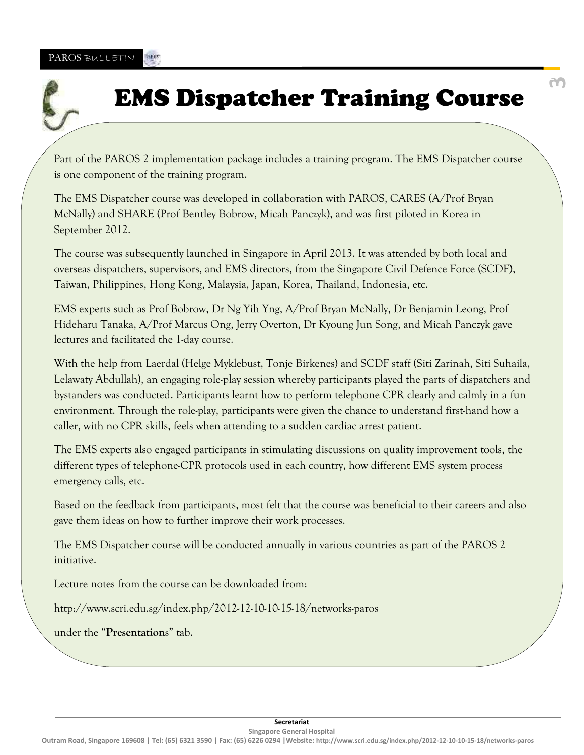# EMS Dispatcher Training Course

Part of the PAROS 2 implementation package includes a training program. The EMS Dispatcher course is one component of the training program.

The EMS Dispatcher course was developed in collaboration with PAROS, CARES (A/Prof Bryan McNally) and SHARE (Prof Bentley Bobrow, Micah Panczyk), and was first piloted in Korea in September 2012.

The course was subsequently launched in Singapore in April 2013. It was attended by both local and overseas dispatchers, supervisors, and EMS directors, from the Singapore Civil Defence Force (SCDF), Taiwan, Philippines, Hong Kong, Malaysia, Japan, Korea, Thailand, Indonesia, etc.

EMS experts such as Prof Bobrow, Dr Ng Yih Yng, A/Prof Bryan McNally, Dr Benjamin Leong, Prof Hideharu Tanaka, A/Prof Marcus Ong, Jerry Overton, Dr Kyoung Jun Song, and Micah Panczyk gave lectures and facilitated the 1-day course.

With the help from Laerdal (Helge Myklebust, Tonje Birkenes) and SCDF staff (Siti Zarinah, Siti Suhaila, Lelawaty Abdullah), an engaging role-play session whereby participants played the parts of dispatchers and bystanders was conducted. Participants learnt how to perform telephone CPR clearly and calmly in a fun environment. Through the role-play, participants were given the chance to understand first-hand how a caller, with no CPR skills, feels when attending to a sudden cardiac arrest patient.

The EMS experts also engaged participants in stimulating discussions on quality improvement tools, the different types of telephone-CPR protocols used in each country, how different EMS system process emergency calls, etc.

Based on the feedback from participants, most felt that the course was beneficial to their careers and also gave them ideas on how to further improve their work processes.

The EMS Dispatcher course will be conducted annually in various countries as part of the PAROS 2 initiative.

Lecture notes from the course can be downloaded from:

http://www.scri.edu.sg/index.php/2012-12-10-10-15-18/networks-paros

under the "**Presentation**s" tab.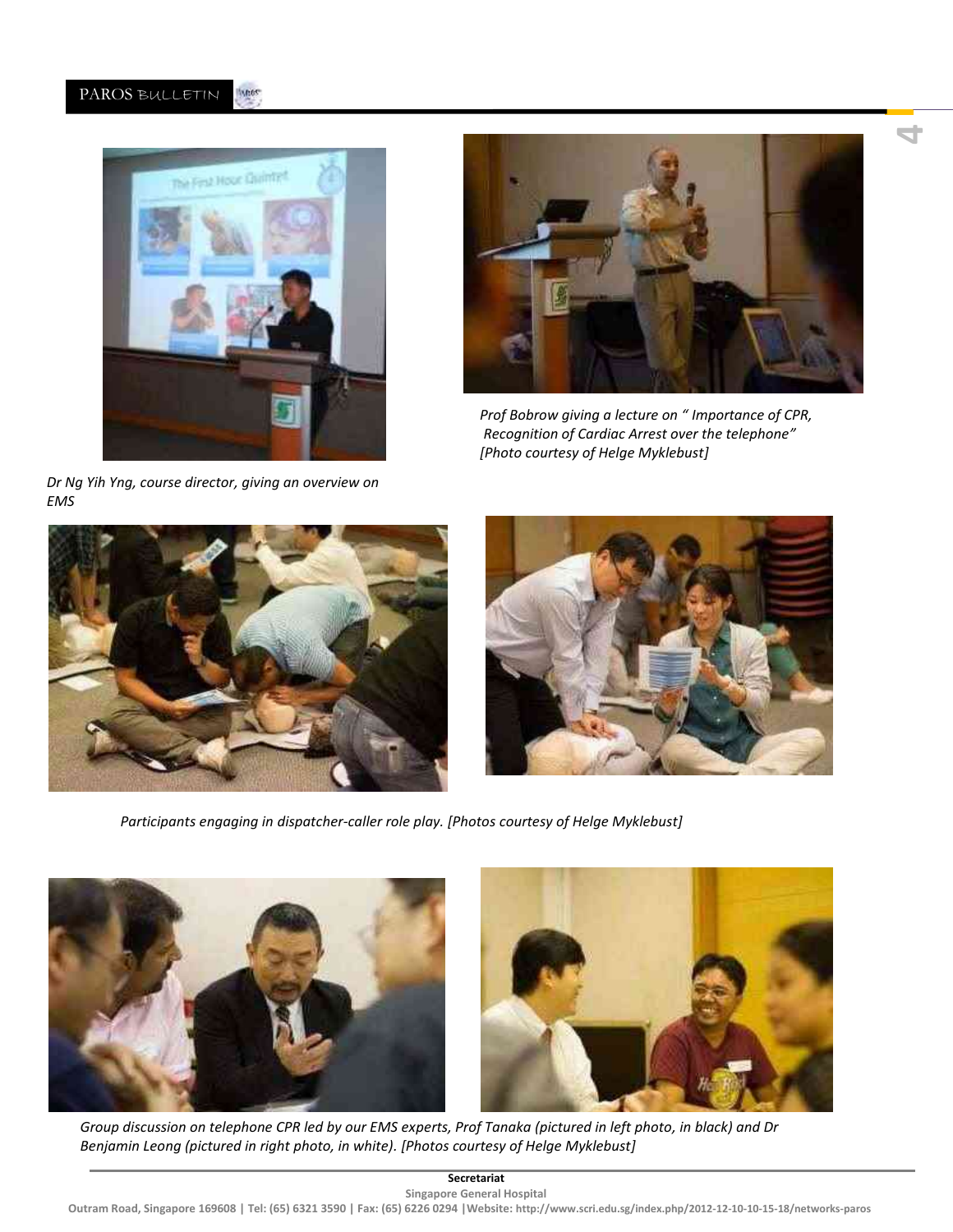Prof Bobrow giving a lecture on " Importance of CPR, Recognition of Cardiac Arrest over the telephone" [Photo courtesy of Helge Myklebust]

Dr Ng Yih Yng, course director, giving an overview on EMS

Participants engaging in dispatcher-caller role play. [Photos courtesy of Helge Myklebust]

Group discussion on telephone CPR led by our EMS experts, Prof Tanaka (pictured in left photo, in black) and Dr Benjamin Leong (pictured in right photo, in white). [Photos courtesy of Helge Myklebust]

**Secretariat**

**Singapore General Hospital**

**Outram Road, Singapore 169608 | Tel: (65) 6321 3590 | Fax: (65) 6226 0294 |Website: http://www.scri.edu.sg/index.php/2012-12-10-10-15-18/networks-paros**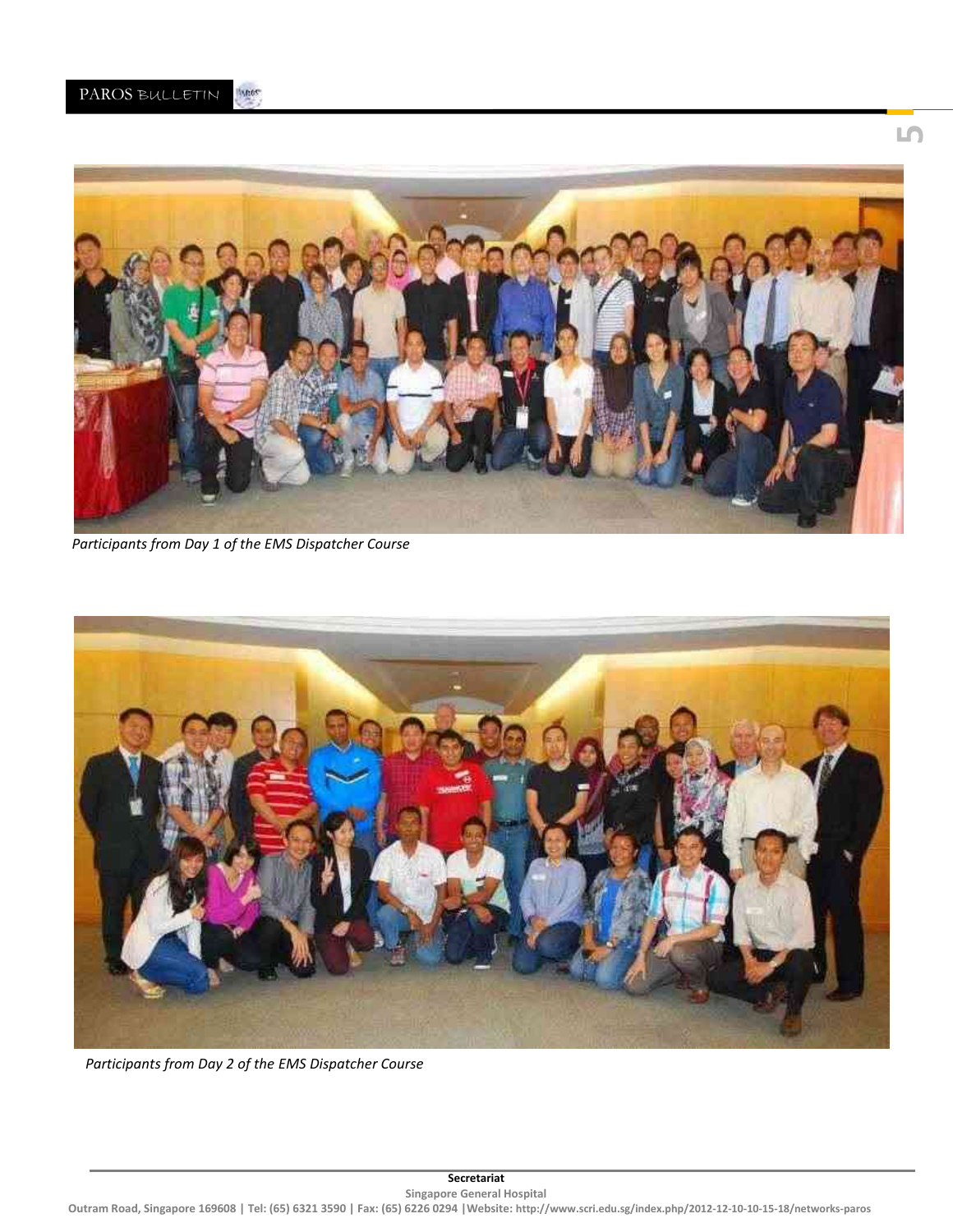Participants from Day 1 of the EMS Dispatcher Course

Participants from Day 2 of the EMS Dispatcher Course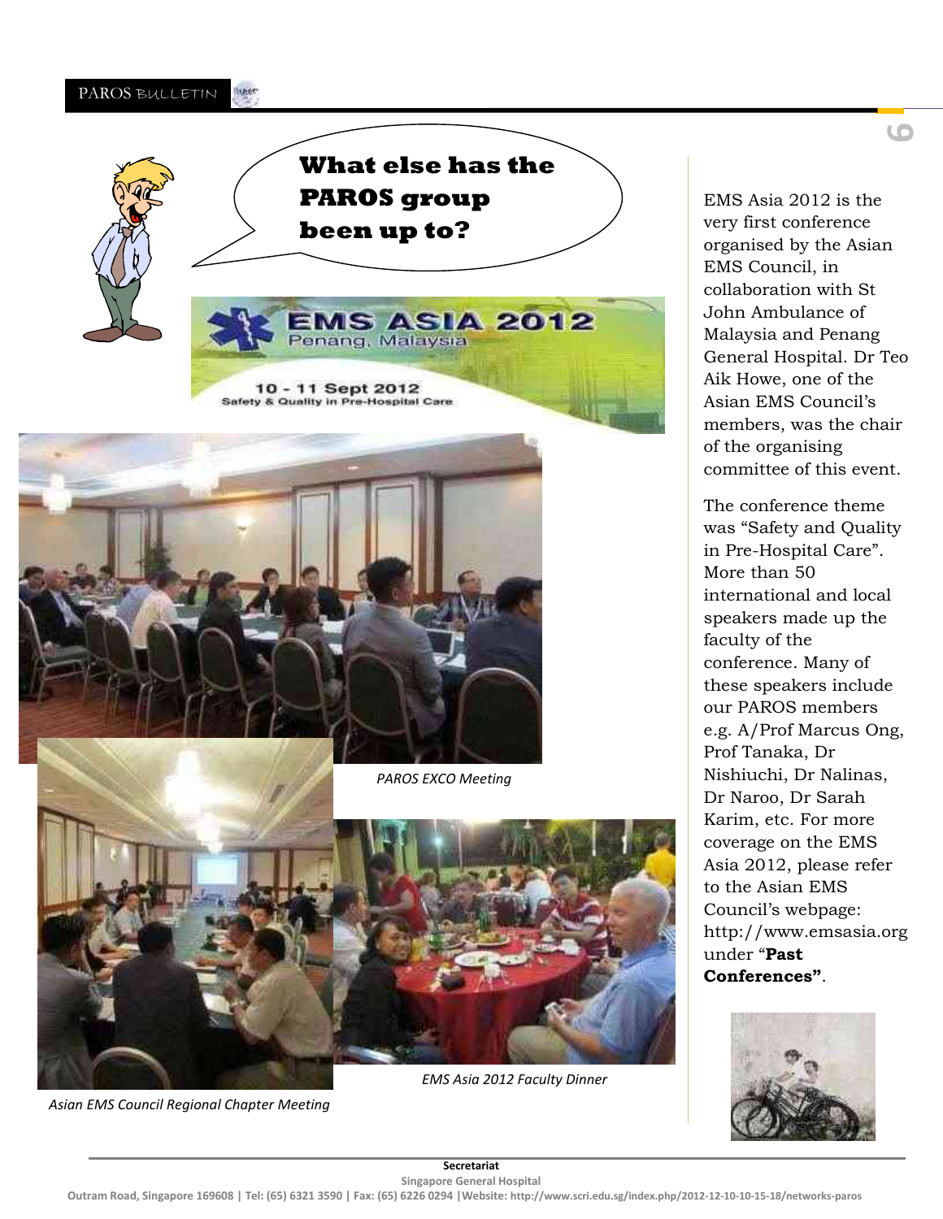## What else has the PAROS group been up to?

EMS ASIA 2012
Penang, Malaysia

10 - 11 Sept 2012
Safety & Quality in Pre-Hospital Care

*PAROS EXCO Meeting*

*Asian EMS Council Regional Chapter Meeting*

*EMS Asia 2012 Faculty Dinner*

EMS Asia 2012 is the very first conference organised by the Asian EMS Council, in collaboration with St John Ambulance of Malaysia and Penang General Hospital. Dr Teo Aik Howe, one of the Asian EMS Council's members, was the chair of the organising committee of this event.

The conference theme was "Safety and Quality in Pre-Hospital Care". More than 50 international and local speakers made up the faculty of the conference. Many of these speakers include our PAROS members e.g. A/Prof Marcus Ong, Prof Tanaka, Dr Nishiuchi, Dr Nalinas, Dr Naroo, Dr Sarah Karim, etc. For more coverage on the EMS Asia 2012, please refer to the Asian EMS Council's webpage: http://www.emsasia.org under "**Past Conferences"**.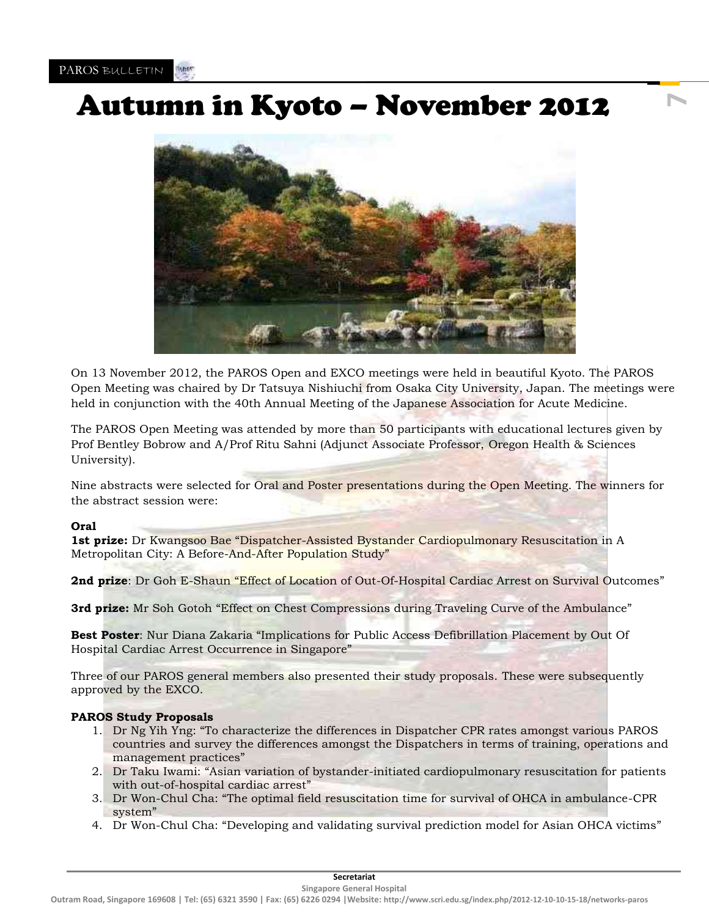# Autumn in Kyoto – November 2012

On 13 November 2012, the PAROS Open and EXCO meetings were held in beautiful Kyoto. The PAROS Open Meeting was chaired by Dr Tatsuya Nishiuchi from Osaka City University, Japan. The meetings were held in conjunction with the 40th Annual Meeting of the Japanese Association for Acute Medicine.

The PAROS Open Meeting was attended by more than 50 participants with educational lectures given by Prof Bentley Bobrow and A/Prof Ritu Sahni (Adjunct Associate Professor, Oregon Health & Sciences University).

Nine abstracts were selected for Oral and Poster presentations during the Open Meeting. The winners for the abstract session were:

**Oral**

**1st prize:** Dr Kwangsoo Bae "Dispatcher-Assisted Bystander Cardiopulmonary Resuscitation in A Metropolitan City: A Before-And-After Population Study"

**2nd prize**: Dr Goh E-Shaun "Effect of Location of Out-Of-Hospital Cardiac Arrest on Survival Outcomes"

**3rd prize:** Mr Soh Gotoh "Effect on Chest Compressions during Traveling Curve of the Ambulance"

**Best Poster**: Nur Diana Zakaria "Implications for Public Access Defibrillation Placement by Out Of Hospital Cardiac Arrest Occurrence in Singapore"

Three of our PAROS general members also presented their study proposals. These were subsequently approved by the EXCO.

**PAROS Study Proposals**

1. Dr Ng Yih Yng: "To characterize the differences in Dispatcher CPR rates amongst various PAROS countries and survey the differences amongst the Dispatchers in terms of training, operations and management practices"
2. Dr Taku Iwami: "Asian variation of bystander-initiated cardiopulmonary resuscitation for patients with out-of-hospital cardiac arrest"
3. Dr Won-Chul Cha: "The optimal field resuscitation time for survival of OHCA in ambulance-CPR system"
4. Dr Won-Chul Cha: "Developing and validating survival prediction model for Asian OHCA victims"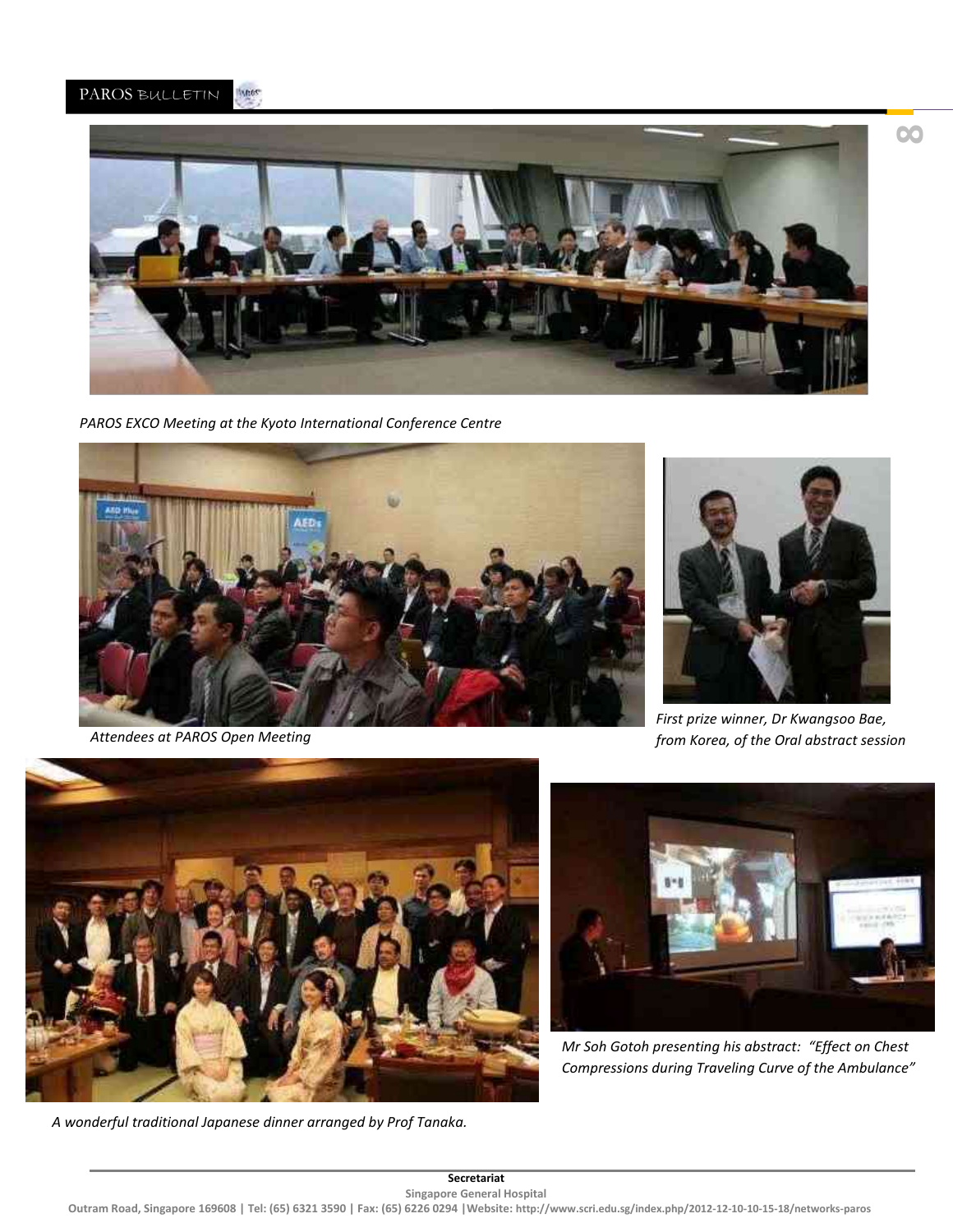*PAROS EXCO Meeting at the Kyoto International Conference Centre*

*Attendees at PAROS Open Meeting*

*First prize winner, Dr Kwangsoo Bae, from Korea, of the Oral abstract session*

*Mr Soh Gotoh presenting his abstract: "Effect on Chest Compressions during Traveling Curve of the Ambulance"*

*A wonderful traditional Japanese dinner arranged by Prof Tanaka.*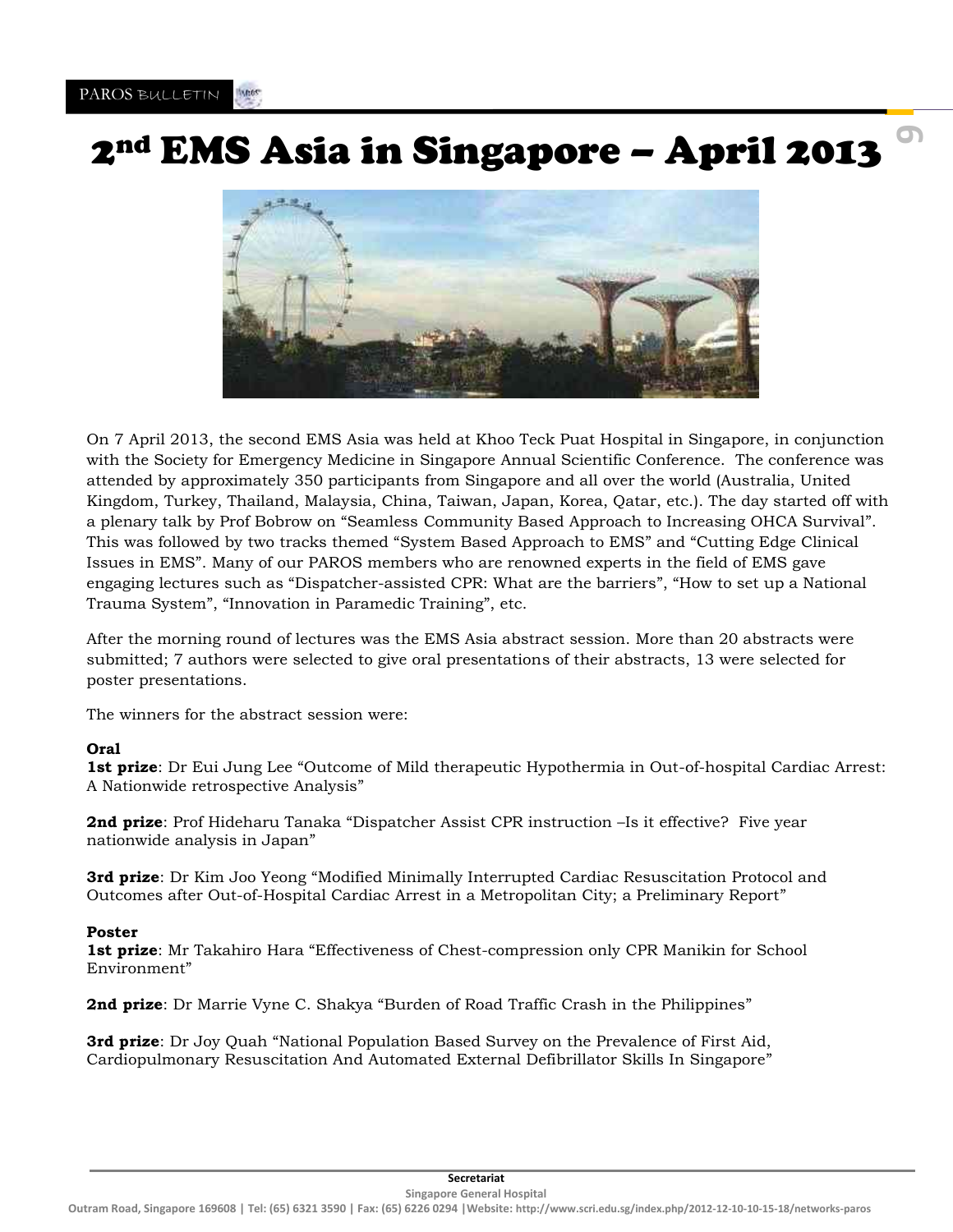# 2nd EMS Asia in Singapore – April 2013

On 7 April 2013, the second EMS Asia was held at Khoo Teck Puat Hospital in Singapore, in conjunction with the Society for Emergency Medicine in Singapore Annual Scientific Conference. The conference was attended by approximately 350 participants from Singapore and all over the world (Australia, United Kingdom, Turkey, Thailand, Malaysia, China, Taiwan, Japan, Korea, Qatar, etc.). The day started off with a plenary talk by Prof Bobrow on "Seamless Community Based Approach to Increasing OHCA Survival". This was followed by two tracks themed "System Based Approach to EMS" and "Cutting Edge Clinical Issues in EMS". Many of our PAROS members who are renowned experts in the field of EMS gave engaging lectures such as "Dispatcher-assisted CPR: What are the barriers", "How to set up a National Trauma System", "Innovation in Paramedic Training", etc.

After the morning round of lectures was the EMS Asia abstract session. More than 20 abstracts were submitted; 7 authors were selected to give oral presentations of their abstracts, 13 were selected for poster presentations.

The winners for the abstract session were:

**Oral**

**1st prize**: Dr Eui Jung Lee "Outcome of Mild therapeutic Hypothermia in Out-of-hospital Cardiac Arrest: A Nationwide retrospective Analysis"

**2nd prize**: Prof Hideharu Tanaka "Dispatcher Assist CPR instruction –Is it effective? Five year nationwide analysis in Japan"

**3rd prize**: Dr Kim Joo Yeong "Modified Minimally Interrupted Cardiac Resuscitation Protocol and Outcomes after Out-of-Hospital Cardiac Arrest in a Metropolitan City; a Preliminary Report"

**Poster**

**1st prize**: Mr Takahiro Hara "Effectiveness of Chest-compression only CPR Manikin for School Environment"

**2nd prize**: Dr Marrie Vyne C. Shakya "Burden of Road Traffic Crash in the Philippines"

**3rd prize**: Dr Joy Quah "National Population Based Survey on the Prevalence of First Aid, Cardiopulmonary Resuscitation And Automated External Defibrillator Skills In Singapore"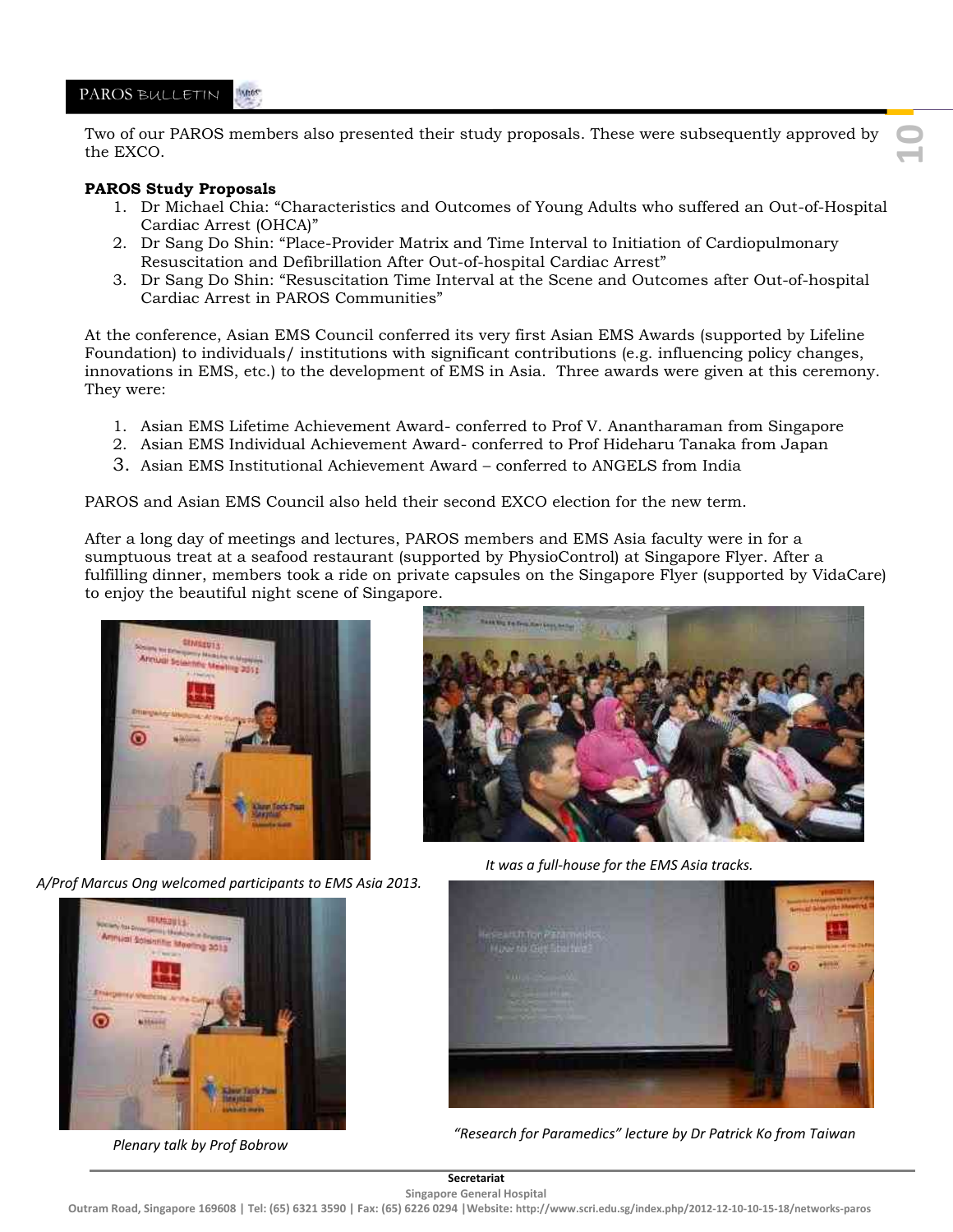Two of our PAROS members also presented their study proposals. These were subsequently approved by the EXCO.

**PAROS Study Proposals**

1. Dr Michael Chia: "Characteristics and Outcomes of Young Adults who suffered an Out-of-Hospital Cardiac Arrest (OHCA)"
2. Dr Sang Do Shin: "Place-Provider Matrix and Time Interval to Initiation of Cardiopulmonary Resuscitation and Defibrillation After Out-of-hospital Cardiac Arrest"
3. Dr Sang Do Shin: "Resuscitation Time Interval at the Scene and Outcomes after Out-of-hospital Cardiac Arrest in PAROS Communities"

At the conference, Asian EMS Council conferred its very first Asian EMS Awards (supported by Lifeline Foundation) to individuals/ institutions with significant contributions (e.g. influencing policy changes, innovations in EMS, etc.) to the development of EMS in Asia. Three awards were given at this ceremony. They were:

1. Asian EMS Lifetime Achievement Award- conferred to Prof V. Anantharaman from Singapore
2. Asian EMS Individual Achievement Award- conferred to Prof Hideharu Tanaka from Japan
3. Asian EMS Institutional Achievement Award – conferred to ANGELS from India

PAROS and Asian EMS Council also held their second EXCO election for the new term.

After a long day of meetings and lectures, PAROS members and EMS Asia faculty were in for a sumptuous treat at a seafood restaurant (supported by PhysioControl) at Singapore Flyer. After a fulfilling dinner, members took a ride on private capsules on the Singapore Flyer (supported by VidaCare) to enjoy the beautiful night scene of Singapore.

*A/Prof Marcus Ong welcomed participants to EMS Asia 2013.*

*It was a full-house for the EMS Asia tracks.*

*Plenary talk by Prof Bobrow*

*"Research for Paramedics" lecture by Dr Patrick Ko from Taiwan*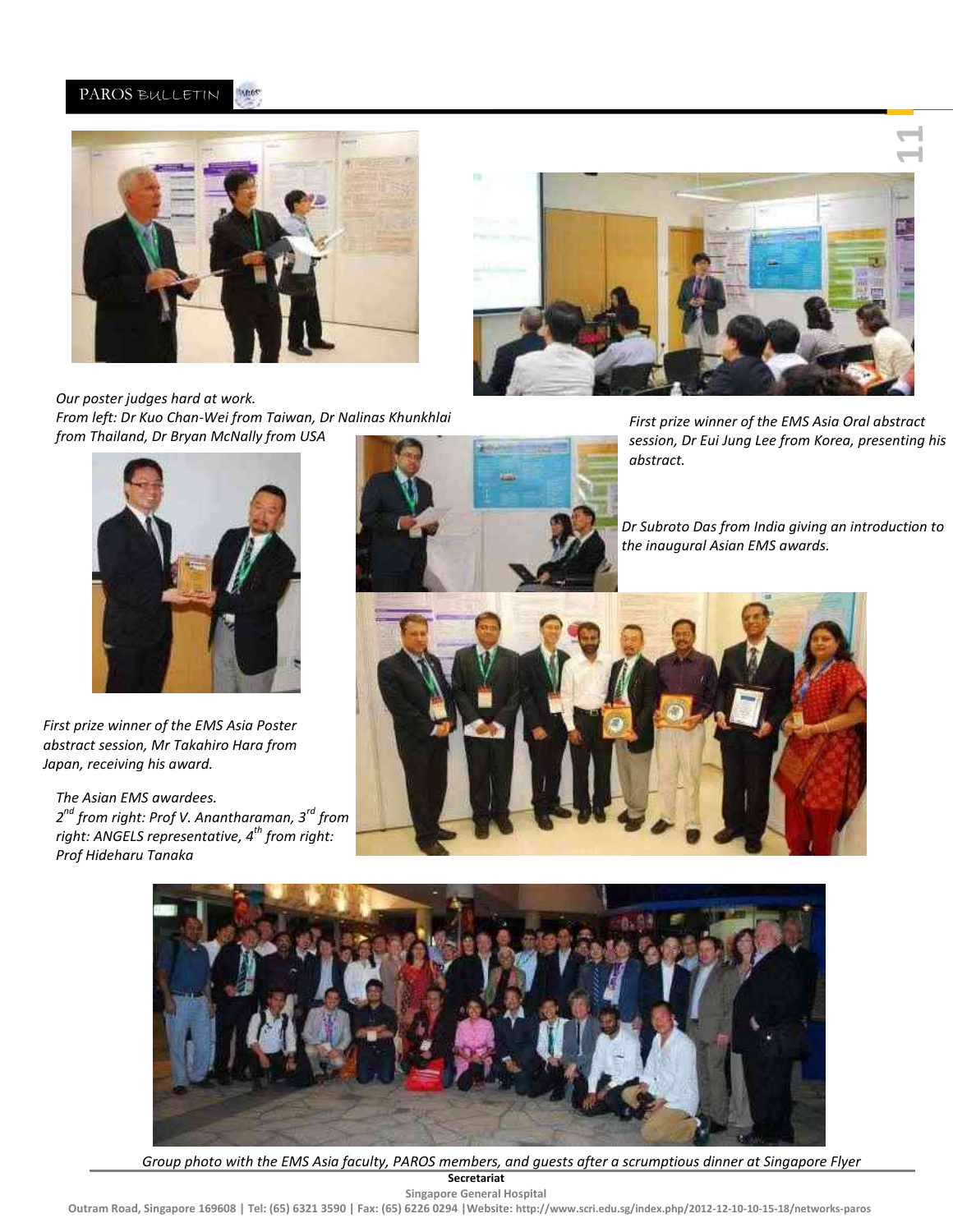*Our poster judges hard at work.*
*From left: Dr Kuo Chan-Wei from Taiwan, Dr Nalinas Khunkhlai from Thailand, Dr Bryan McNally from USA*

*First prize winner of the EMS Asia Oral abstract session, Dr Eui Jung Lee from Korea, presenting his abstract.*

*Dr Subroto Das from India giving an introduction to the inaugural Asian EMS awards.*

*First prize winner of the EMS Asia Poster abstract session, Mr Takahiro Hara from Japan, receiving his award.*

*The Asian EMS awardees.*
*2nd from right: Prof V. Anantharaman, 3rd from right: ANGELS representative, 4th from right: Prof Hideharu Tanaka*

*Group photo with the EMS Asia faculty, PAROS members, and guests after a scrumptious dinner at Singapore Flyer*

**Secretariat**
Singapore General Hospital
Outram Road, Singapore 169608 | Tel: (65) 6321 3590 | Fax: (65) 6226 0294 |Website: http://www.scri.edu.sg/index.php/2012-12-10-10-15-18/networks-paros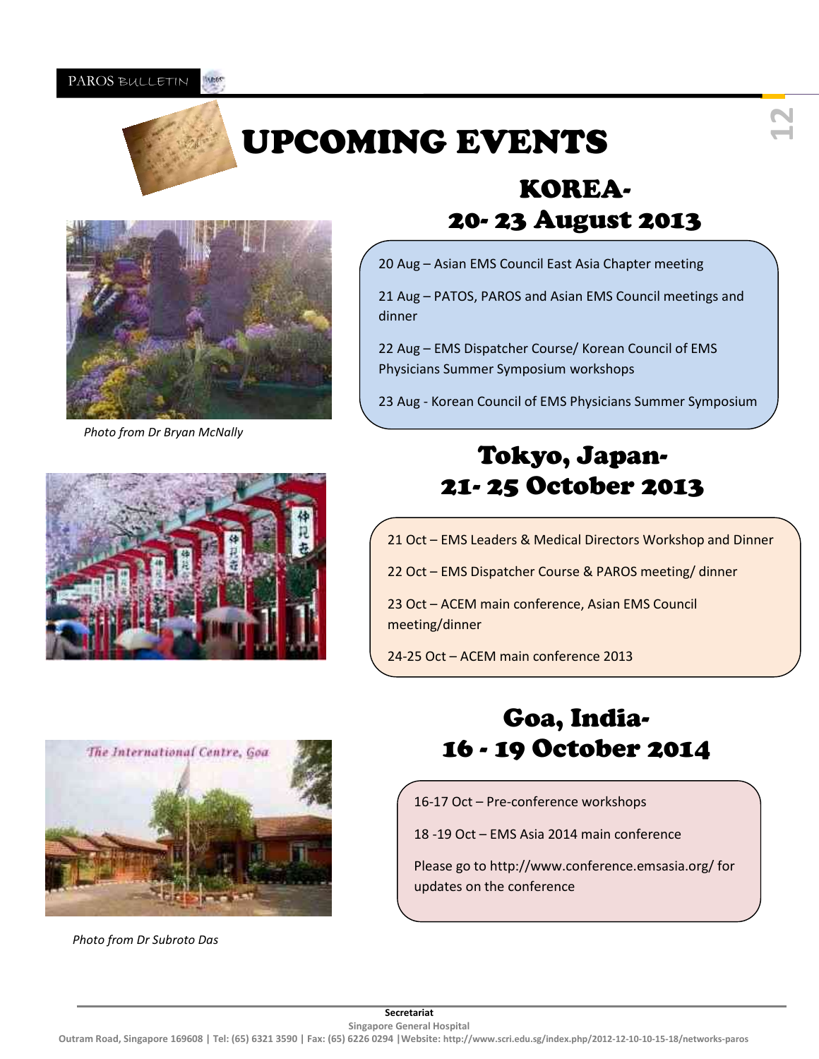# UPCOMING EVENTS

## KOREA- 20- 23 August 2013

20 Aug – Asian EMS Council East Asia Chapter meeting

21 Aug – PATOS, PAROS and Asian EMS Council meetings and dinner

22 Aug – EMS Dispatcher Course/ Korean Council of EMS Physicians Summer Symposium workshops

23 Aug - Korean Council of EMS Physicians Summer Symposium

*Photo from Dr Bryan McNally*

## Tokyo, Japan- 21- 25 October 2013

21 Oct – EMS Leaders & Medical Directors Workshop and Dinner

22 Oct – EMS Dispatcher Course & PAROS meeting/ dinner

23 Oct – ACEM main conference, Asian EMS Council meeting/dinner

24-25 Oct – ACEM main conference 2013

## Goa, India- 16 - 19 October 2014

16-17 Oct – Pre-conference workshops

18 -19 Oct – EMS Asia 2014 main conference

Please go to http://www.conference.emsasia.org/ for updates on the conference

*Photo from Dr Subroto Das*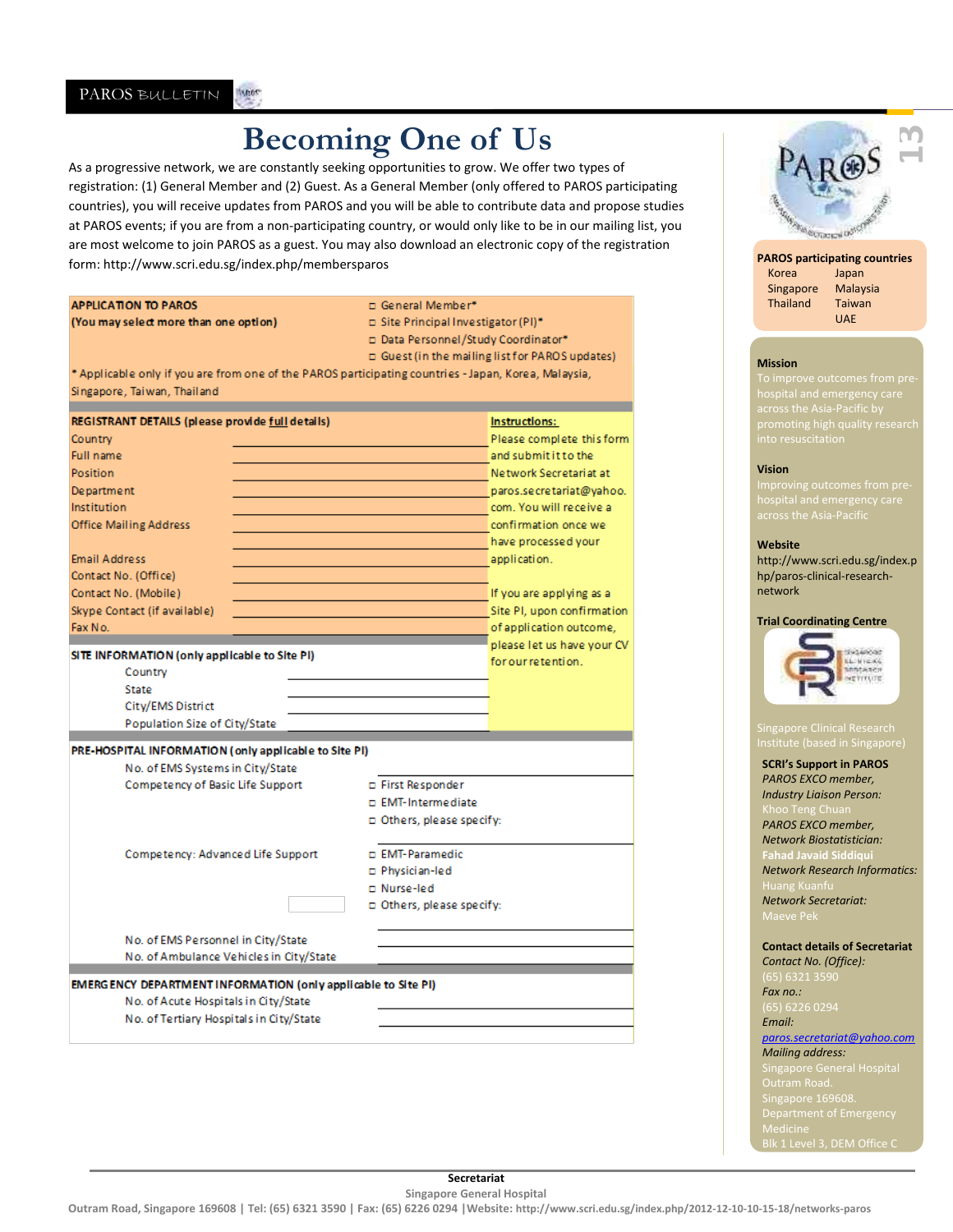# Becoming One of Us

As a progressive network, we are constantly seeking opportunities to grow. We offer two types of registration: (1) General Member and (2) Guest. As a General Member (only offered to PAROS participating countries), you will receive updates from PAROS and you will be able to contribute data and propose studies at PAROS events; if you are from a non-participating country, or would only like to be in our mailing list, you are most welcome to join PAROS as a guest. You may also download an electronic copy of the registration form: http://www.scri.edu.sg/index.php/membersparos

**APPLICATION TO PAROS**
**(You may select more than one option)**

- ☐ General Member*
- ☐ Site Principal Investigator (PI)*
- ☐ Data Personnel/Study Coordinator*
- ☐ Guest (in the mailing list for PAROS updates)

\* Applicable only if you are from one of the PAROS participating countries - Japan, Korea, Malaysia, Singapore, Taiwan, Thailand

**REGISTRANT DETAILS (please provide full details)**

Country ______
Full name ______
Position ______
Department ______
Institution ______
Office Mailing Address ______
Email Address ______
Contact No. (Office) ______
Contact No. (Mobile) ______
Skype Contact (if available) ______
Fax No. ______

**Instructions:**
Please complete this form and submit it to the Network Secretariat at paros.secretariat@yahoo.com. You will receive a confirmation once we have processed your application.

If you are applying as a Site PI, upon confirmation of application outcome, please let us have your CV for our retention.

**SITE INFORMATION (only applicable to Site PI)**

Country ______
State ______
City/EMS District ______
Population Size of City/State ______

**PRE-HOSPITAL INFORMATION (only applicable to Site PI)**

No. of EMS Systems in City/State ______

Competency of Basic Life Support
- ☐ First Responder
- ☐ EMT-Intermediate
- ☐ Others, please specify: ______

Competency: Advanced Life Support
- ☐ EMT-Paramedic
- ☐ Physician-led
- ☐ Nurse-led
- ☐ Others, please specify: ______

No. of EMS Personnel in City/State ______
No. of Ambulance Vehicles in City/State ______

**EMERGENCY DEPARTMENT INFORMATION (only applicable to Site PI)**

No. of Acute Hospitals in City/State ______
No. of Tertiary Hospitals in City/State ______

---

**PAROS participating countries**

Korea, Japan, Singapore, Malaysia, Thailand, Taiwan, UAE

**Mission**
To improve outcomes from pre-hospital and emergency care across the Asia-Pacific by promoting high quality research into resuscitation

**Vision**
Improving outcomes from pre-hospital and emergency care across the Asia-Pacific

**Website**
http://www.scri.edu.sg/index.php/paros-clinical-research-network

**Trial Coordinating Centre**

Singapore Clinical Research Institute (based in Singapore)

**SCRI's Support in PAROS**
*PAROS EXCO member, Industry Liaison Person:* Khoo Teng Chuan
*PAROS EXCO member, Network Biostatistician:* **Fahad Javaid Siddiqui**
*Network Research Informatics:* Huang Kuanfu
*Network Secretariat:* Maeve Pek

**Contact details of Secretariat**
*Contact No. (Office):* (65) 6321 3590
*Fax no.:* (65) 6226 0294
*Email:* paros.secretariat@yahoo.com
*Mailing address:* Singapore General Hospital, Outram Road, Singapore 169608. Department of Emergency Medicine, Blk 1 Level 3, DEM Office C

---

**Secretariat**
Singapore General Hospital
Outram Road, Singapore 169608 | Tel: (65) 6321 3590 | Fax: (65) 6226 0294 | Website: http://www.scri.edu.sg/index.php/2012-12-10-10-15-18/networks-paros